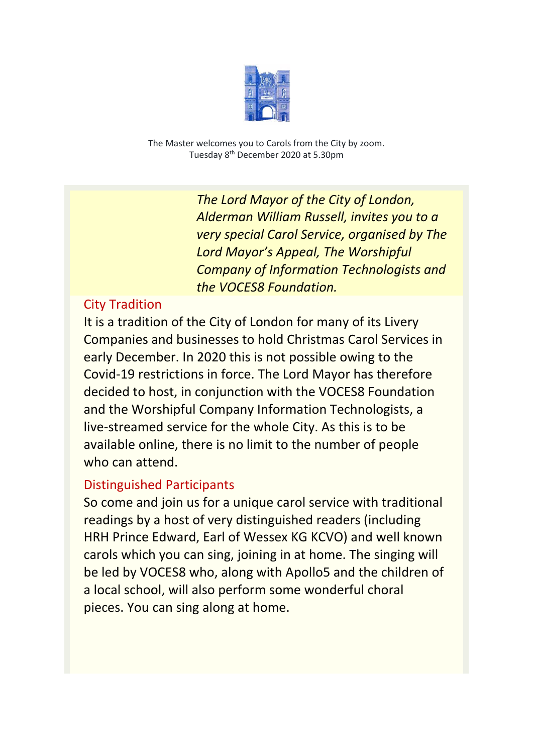The Master welcomes you to Carols from the City by zoom.
Tuesday 8th December 2020 at 5.30pm

*The Lord Mayor of the City of London, Alderman William Russell, invites you to a very special Carol Service, organised by The Lord Mayor's Appeal, The Worshipful Company of Information Technologists and the VOCES8 Foundation.*

## City Tradition

It is a tradition of the City of London for many of its Livery Companies and businesses to hold Christmas Carol Services in early December. In 2020 this is not possible owing to the Covid-19 restrictions in force. The Lord Mayor has therefore decided to host, in conjunction with the VOCES8 Foundation and the Worshipful Company Information Technologists, a live-streamed service for the whole City. As this is to be available online, there is no limit to the number of people who can attend.

## Distinguished Participants

So come and join us for a unique carol service with traditional readings by a host of very distinguished readers (including HRH Prince Edward, Earl of Wessex KG KCVO) and well known carols which you can sing, joining in at home. The singing will be led by VOCES8 who, along with Apollo5 and the children of a local school, will also perform some wonderful choral pieces. You can sing along at home.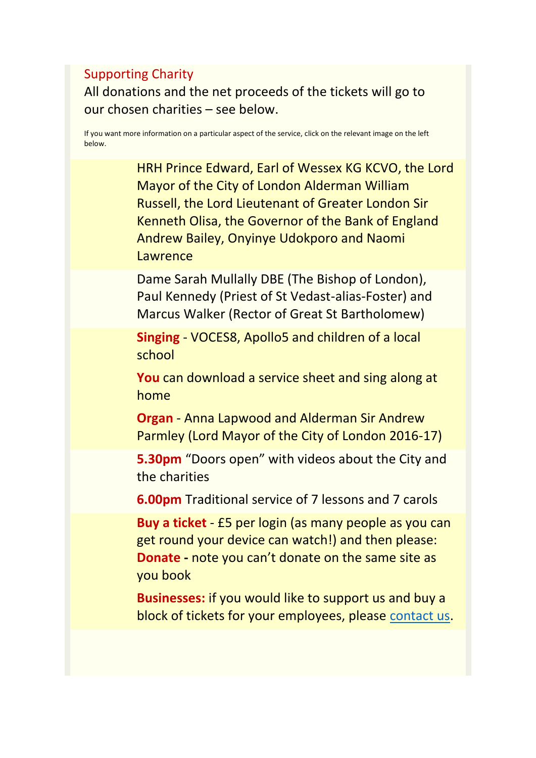## Supporting Charity

All donations and the net proceeds of the tickets will go to our chosen charities – see below.

If you want more information on a particular aspect of the service, click on the relevant image on the left below.

HRH Prince Edward, Earl of Wessex KG KCVO, the Lord Mayor of the City of London Alderman William Russell, the Lord Lieutenant of Greater London Sir Kenneth Olisa, the Governor of the Bank of England Andrew Bailey, Onyinye Udokporo and Naomi Lawrence

Dame Sarah Mullally DBE (The Bishop of London), Paul Kennedy (Priest of St Vedast-alias-Foster) and Marcus Walker (Rector of Great St Bartholomew)

**Singing** - VOCES8, Apollo5 and children of a local school

**You** can download a service sheet and sing along at home

**Organ** - Anna Lapwood and Alderman Sir Andrew Parmley (Lord Mayor of the City of London 2016-17)

**5.30pm** "Doors open" with videos about the City and the charities

**6.00pm** Traditional service of 7 lessons and 7 carols

**Buy a ticket** - £5 per login (as many people as you can get round your device can watch!) and then please: **Donate -** note you can't donate on the same site as you book

**Businesses:** if you would like to support us and buy a block of tickets for your employees, please contact us.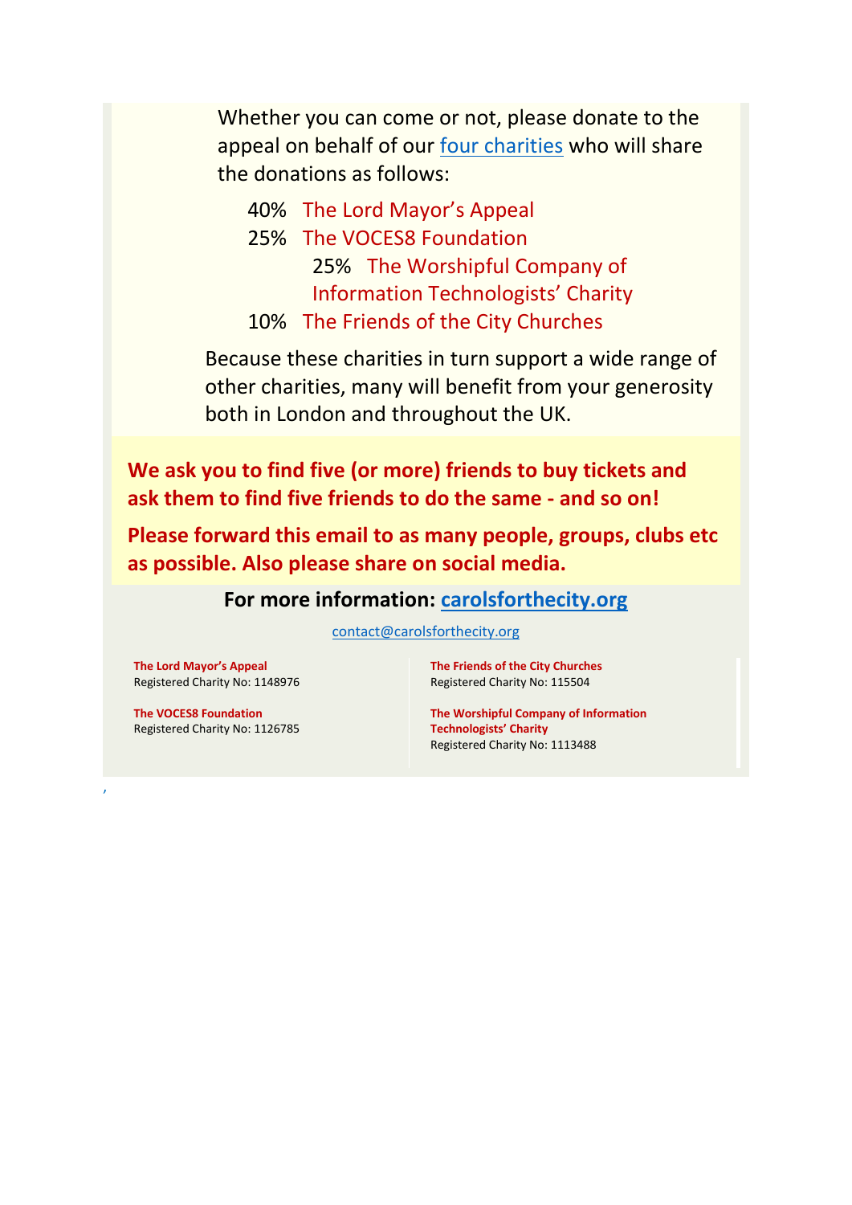Whether you can come or not, please donate to the appeal on behalf of our four charities who will share the donations as follows:

- 40% The Lord Mayor's Appeal
- 25% The VOCES8 Foundation
- 25% The Worshipful Company of Information Technologists' Charity
- 10% The Friends of the City Churches

Because these charities in turn support a wide range of other charities, many will benefit from your generosity both in London and throughout the UK.

**We ask you to find five (or more) friends to buy tickets and ask them to find five friends to do the same - and so on!**

**Please forward this email to as many people, groups, clubs etc as possible. Also please share on social media.**

**For more information: carolsforthecity.org**

contact@carolsforthecity.org

**The Lord Mayor's Appeal**
Registered Charity No: 1148976

**The VOCES8 Foundation**
Registered Charity No: 1126785

**The Friends of the City Churches**
Registered Charity No: 115504

**The Worshipful Company of Information Technologists' Charity**
Registered Charity No: 1113488